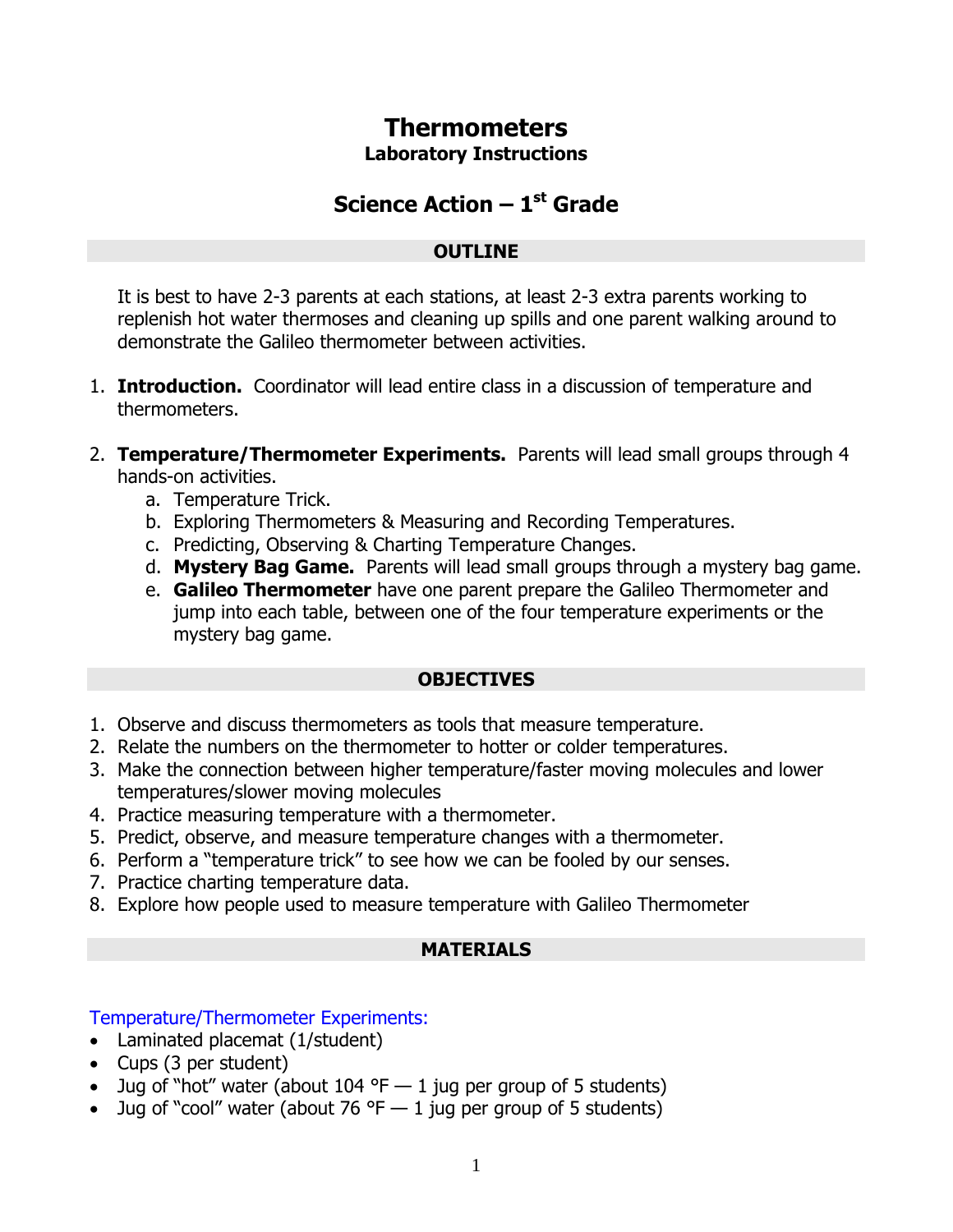# Thermometers

**Laboratory Instructions**

## Science Action – 1st Grade

### OUTLINE

It is best to have 2-3 parents at each stations, at least 2-3 extra parents working to replenish hot water thermoses and cleaning up spills and one parent walking around to demonstrate the Galileo thermometer between activities.

1. **Introduction.** Coordinator will lead entire class in a discussion of temperature and thermometers.
2. **Temperature/Thermometer Experiments.** Parents will lead small groups through 4 hands-on activities.
   a. Temperature Trick.
   b. Exploring Thermometers & Measuring and Recording Temperatures.
   c. Predicting, Observing & Charting Temperature Changes.
   d. **Mystery Bag Game.** Parents will lead small groups through a mystery bag game.
   e. **Galileo Thermometer** have one parent prepare the Galileo Thermometer and jump into each table, between one of the four temperature experiments or the mystery bag game.

### OBJECTIVES

1. Observe and discuss thermometers as tools that measure temperature.
2. Relate the numbers on the thermometer to hotter or colder temperatures.
3. Make the connection between higher temperature/faster moving molecules and lower temperatures/slower moving molecules
4. Practice measuring temperature with a thermometer.
5. Predict, observe, and measure temperature changes with a thermometer.
6. Perform a "temperature trick" to see how we can be fooled by our senses.
7. Practice charting temperature data.
8. Explore how people used to measure temperature with Galileo Thermometer

### MATERIALS

Temperature/Thermometer Experiments:

- Laminated placemat (1/student)
- Cups (3 per student)
- Jug of "hot" water (about 104 °F — 1 jug per group of 5 students)
- Jug of "cool" water (about 76 °F — 1 jug per group of 5 students)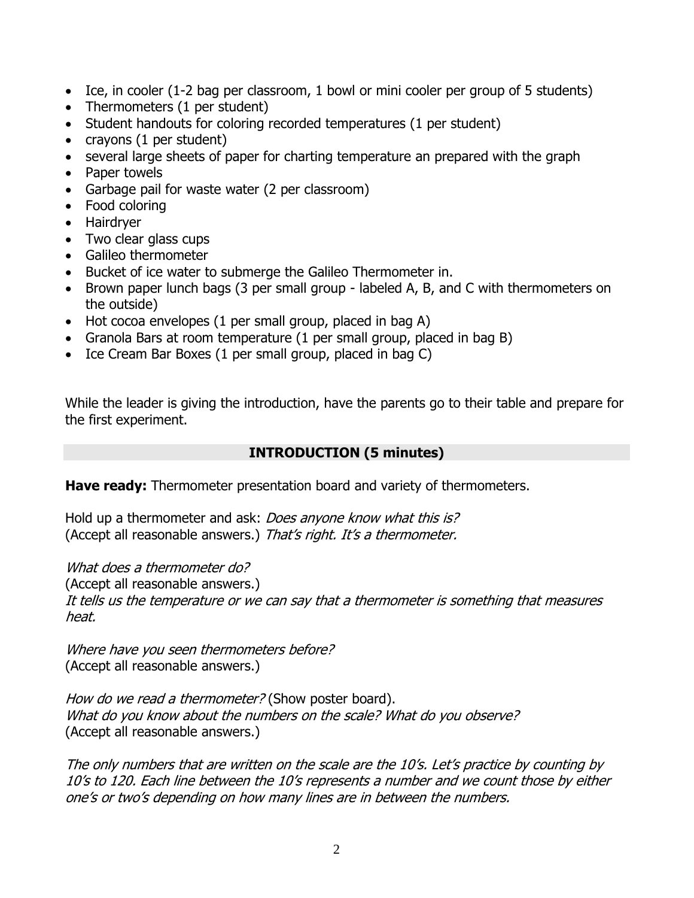- Ice, in cooler (1-2 bag per classroom, 1 bowl or mini cooler per group of 5 students)
- Thermometers (1 per student)
- Student handouts for coloring recorded temperatures (1 per student)
- crayons (1 per student)
- several large sheets of paper for charting temperature an prepared with the graph
- Paper towels
- Garbage pail for waste water (2 per classroom)
- Food coloring
- Hairdryer
- Two clear glass cups
- Galileo thermometer
- Bucket of ice water to submerge the Galileo Thermometer in.
- Brown paper lunch bags (3 per small group - labeled A, B, and C with thermometers on the outside)
- Hot cocoa envelopes (1 per small group, placed in bag A)
- Granola Bars at room temperature (1 per small group, placed in bag B)
- Ice Cream Bar Boxes (1 per small group, placed in bag C)

While the leader is giving the introduction, have the parents go to their table and prepare for the first experiment.

## INTRODUCTION (5 minutes)

**Have ready:** Thermometer presentation board and variety of thermometers.

Hold up a thermometer and ask: *Does anyone know what this is?*
(Accept all reasonable answers.) *That's right. It's a thermometer.*

*What does a thermometer do?*
(Accept all reasonable answers.)
*It tells us the temperature or we can say that a thermometer is something that measures heat.*

*Where have you seen thermometers before?*
(Accept all reasonable answers.)

*How do we read a thermometer?* (Show poster board).
*What do you know about the numbers on the scale? What do you observe?*
(Accept all reasonable answers.)

*The only numbers that are written on the scale are the 10's. Let's practice by counting by 10's to 120. Each line between the 10's represents a number and we count those by either one's or two's depending on how many lines are in between the numbers.*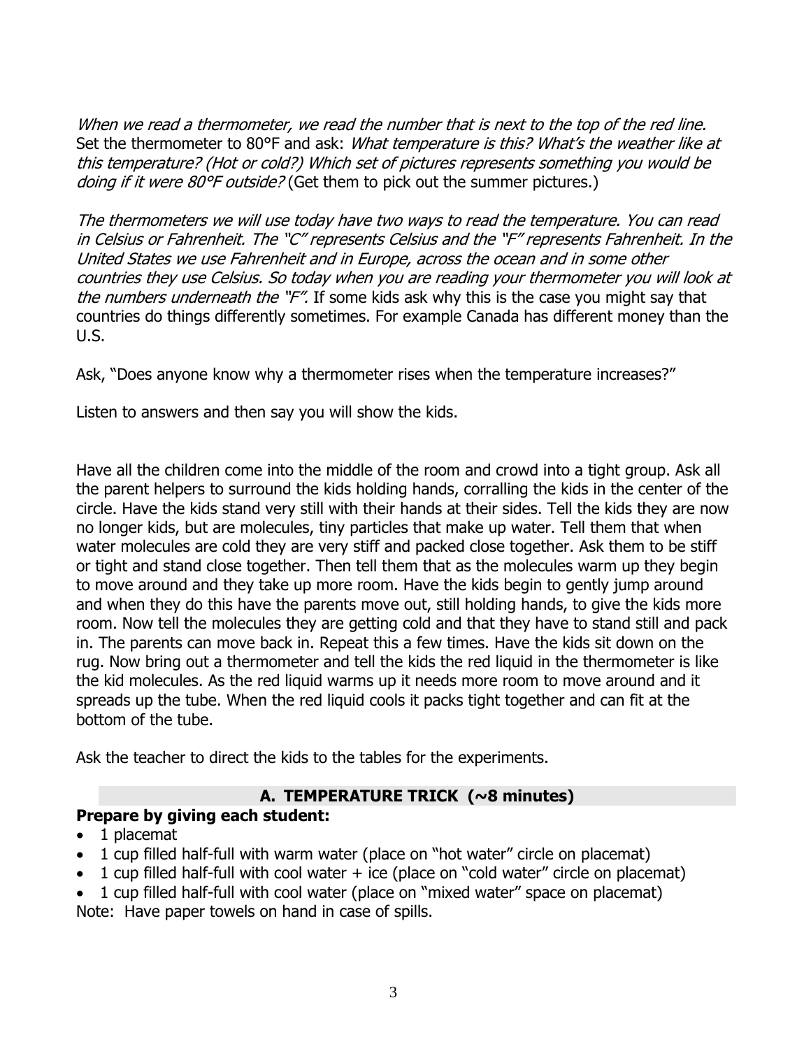*When we read a thermometer, we read the number that is next to the top of the red line.* Set the thermometer to 80°F and ask: *What temperature is this? What's the weather like at this temperature? (Hot or cold?) Which set of pictures represents something you would be doing if it were 80°F outside?* (Get them to pick out the summer pictures.)

*The thermometers we will use today have two ways to read the temperature. You can read in Celsius or Fahrenheit. The "C" represents Celsius and the "F" represents Fahrenheit. In the United States we use Fahrenheit and in Europe, across the ocean and in some other countries they use Celsius. So today when you are reading your thermometer you will look at the numbers underneath the "F".* If some kids ask why this is the case you might say that countries do things differently sometimes. For example Canada has different money than the U.S.

Ask, "Does anyone know why a thermometer rises when the temperature increases?"

Listen to answers and then say you will show the kids.

Have all the children come into the middle of the room and crowd into a tight group. Ask all the parent helpers to surround the kids holding hands, corralling the kids in the center of the circle. Have the kids stand very still with their hands at their sides. Tell the kids they are now no longer kids, but are molecules, tiny particles that make up water. Tell them that when water molecules are cold they are very stiff and packed close together. Ask them to be stiff or tight and stand close together. Then tell them that as the molecules warm up they begin to move around and they take up more room. Have the kids begin to gently jump around and when they do this have the parents move out, still holding hands, to give the kids more room. Now tell the molecules they are getting cold and that they have to stand still and pack in. The parents can move back in. Repeat this a few times. Have the kids sit down on the rug. Now bring out a thermometer and tell the kids the red liquid in the thermometer is like the kid molecules. As the red liquid warms up it needs more room to move around and it spreads up the tube. When the red liquid cools it packs tight together and can fit at the bottom of the tube.

Ask the teacher to direct the kids to the tables for the experiments.

## A. TEMPERATURE TRICK (~8 minutes)

**Prepare by giving each student:**

- 1 placemat
- 1 cup filled half-full with warm water (place on "hot water" circle on placemat)
- 1 cup filled half-full with cool water + ice (place on "cold water" circle on placemat)
- 1 cup filled half-full with cool water (place on "mixed water" space on placemat)

Note: Have paper towels on hand in case of spills.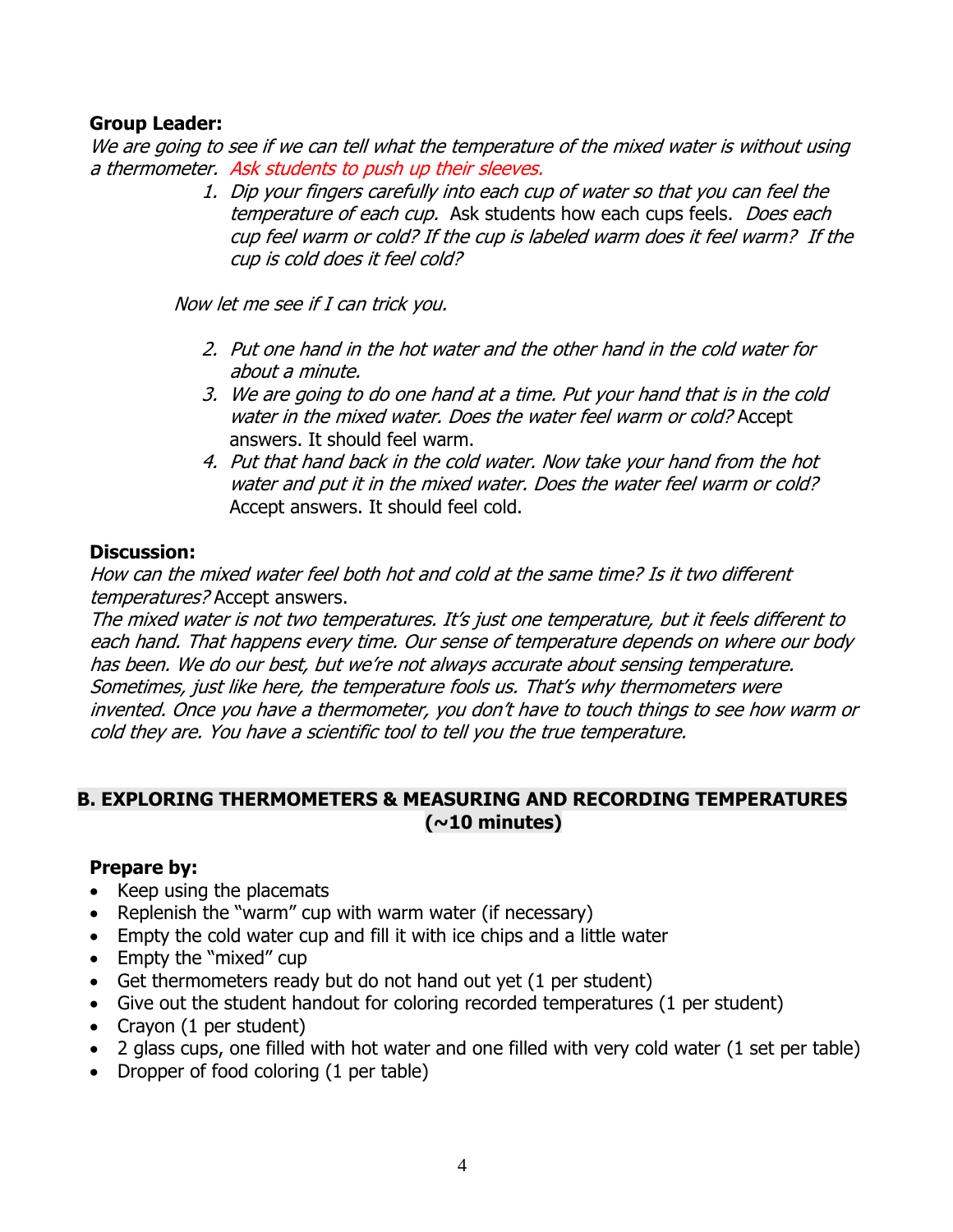**Group Leader:**

*We are going to see if we can tell what the temperature of the mixed water is without using a thermometer.* *Ask students to push up their sleeves.*

1. *Dip your fingers carefully into each cup of water so that you can feel the temperature of each cup.* Ask students how each cups feels. *Does each cup feel warm or cold? If the cup is labeled warm does it feel warm? If the cup is cold does it feel cold?*

*Now let me see if I can trick you.*

2. *Put one hand in the hot water and the other hand in the cold water for about a minute.*
3. *We are going to do one hand at a time. Put your hand that is in the cold water in the mixed water. Does the water feel warm or cold?* Accept answers. It should feel warm.
4. *Put that hand back in the cold water. Now take your hand from the hot water and put it in the mixed water. Does the water feel warm or cold?* Accept answers. It should feel cold.

**Discussion:**

*How can the mixed water feel both hot and cold at the same time? Is it two different temperatures?* Accept answers.

*The mixed water is not two temperatures. It's just one temperature, but it feels different to each hand. That happens every time. Our sense of temperature depends on where our body has been. We do our best, but we're not always accurate about sensing temperature. Sometimes, just like here, the temperature fools us. That's why thermometers were invented. Once you have a thermometer, you don't have to touch things to see how warm or cold they are. You have a scientific tool to tell you the true temperature.*

## B. EXPLORING THERMOMETERS & MEASURING AND RECORDING TEMPERATURES (~10 minutes)

**Prepare by:**

- Keep using the placemats
- Replenish the "warm" cup with warm water (if necessary)
- Empty the cold water cup and fill it with ice chips and a little water
- Empty the "mixed" cup
- Get thermometers ready but do not hand out yet (1 per student)
- Give out the student handout for coloring recorded temperatures (1 per student)
- Crayon (1 per student)
- 2 glass cups, one filled with hot water and one filled with very cold water (1 set per table)
- Dropper of food coloring (1 per table)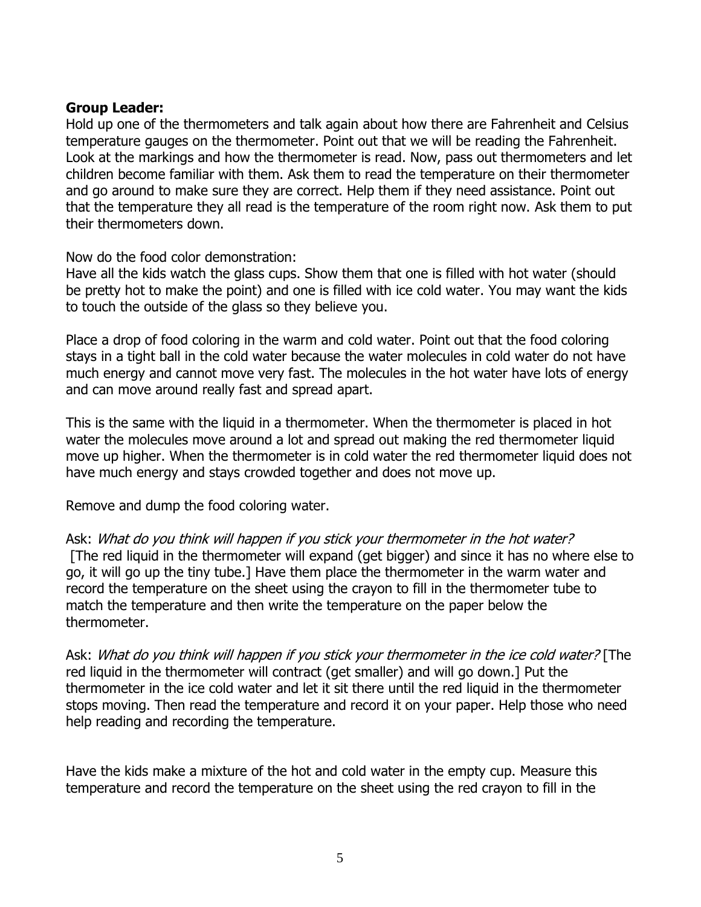**Group Leader:**
Hold up one of the thermometers and talk again about how there are Fahrenheit and Celsius temperature gauges on the thermometer. Point out that we will be reading the Fahrenheit. Look at the markings and how the thermometer is read. Now, pass out thermometers and let children become familiar with them. Ask them to read the temperature on their thermometer and go around to make sure they are correct. Help them if they need assistance. Point out that the temperature they all read is the temperature of the room right now. Ask them to put their thermometers down.

Now do the food color demonstration:
Have all the kids watch the glass cups. Show them that one is filled with hot water (should be pretty hot to make the point) and one is filled with ice cold water. You may want the kids to touch the outside of the glass so they believe you.

Place a drop of food coloring in the warm and cold water. Point out that the food coloring stays in a tight ball in the cold water because the water molecules in cold water do not have much energy and cannot move very fast. The molecules in the hot water have lots of energy and can move around really fast and spread apart.

This is the same with the liquid in a thermometer. When the thermometer is placed in hot water the molecules move around a lot and spread out making the red thermometer liquid move up higher. When the thermometer is in cold water the red thermometer liquid does not have much energy and stays crowded together and does not move up.

Remove and dump the food coloring water.

Ask: *What do you think will happen if you stick your thermometer in the hot water?*
[The red liquid in the thermometer will expand (get bigger) and since it has no where else to go, it will go up the tiny tube.] Have them place the thermometer in the warm water and record the temperature on the sheet using the crayon to fill in the thermometer tube to match the temperature and then write the temperature on the paper below the thermometer.

Ask: *What do you think will happen if you stick your thermometer in the ice cold water?* [The red liquid in the thermometer will contract (get smaller) and will go down.] Put the thermometer in the ice cold water and let it sit there until the red liquid in the thermometer stops moving. Then read the temperature and record it on your paper. Help those who need help reading and recording the temperature.

Have the kids make a mixture of the hot and cold water in the empty cup. Measure this temperature and record the temperature on the sheet using the red crayon to fill in the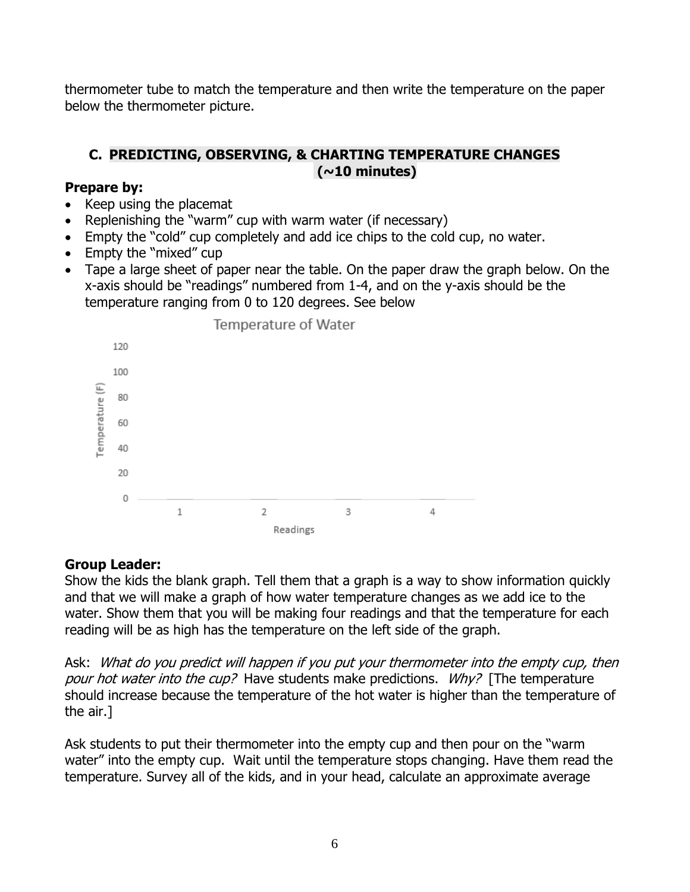thermometer tube to match the temperature and then write the temperature on the paper below the thermometer picture.

## C. PREDICTING, OBSERVING, & CHARTING TEMPERATURE CHANGES (~10 minutes)

**Prepare by:**

- Keep using the placemat
- Replenishing the "warm" cup with warm water (if necessary)
- Empty the "cold" cup completely and add ice chips to the cold cup, no water.
- Empty the "mixed" cup
- Tape a large sheet of paper near the table. On the paper draw the graph below. On the x-axis should be "readings" numbered from 1-4, and on the y-axis should be the temperature ranging from 0 to 120 degrees. See below

Temperature of Water

Temperature (F): 0, 20, 40, 60, 80, 100, 120

Readings: 1, 2, 3, 4

**Group Leader:**

Show the kids the blank graph. Tell them that a graph is a way to show information quickly and that we will make a graph of how water temperature changes as we add ice to the water. Show them that you will be making four readings and that the temperature for each reading will be as high has the temperature on the left side of the graph.

Ask: *What do you predict will happen if you put your thermometer into the empty cup, then pour hot water into the cup?* Have students make predictions. *Why?* [The temperature should increase because the temperature of the hot water is higher than the temperature of the air.]

Ask students to put their thermometer into the empty cup and then pour on the "warm water" into the empty cup. Wait until the temperature stops changing. Have them read the temperature. Survey all of the kids, and in your head, calculate an approximate average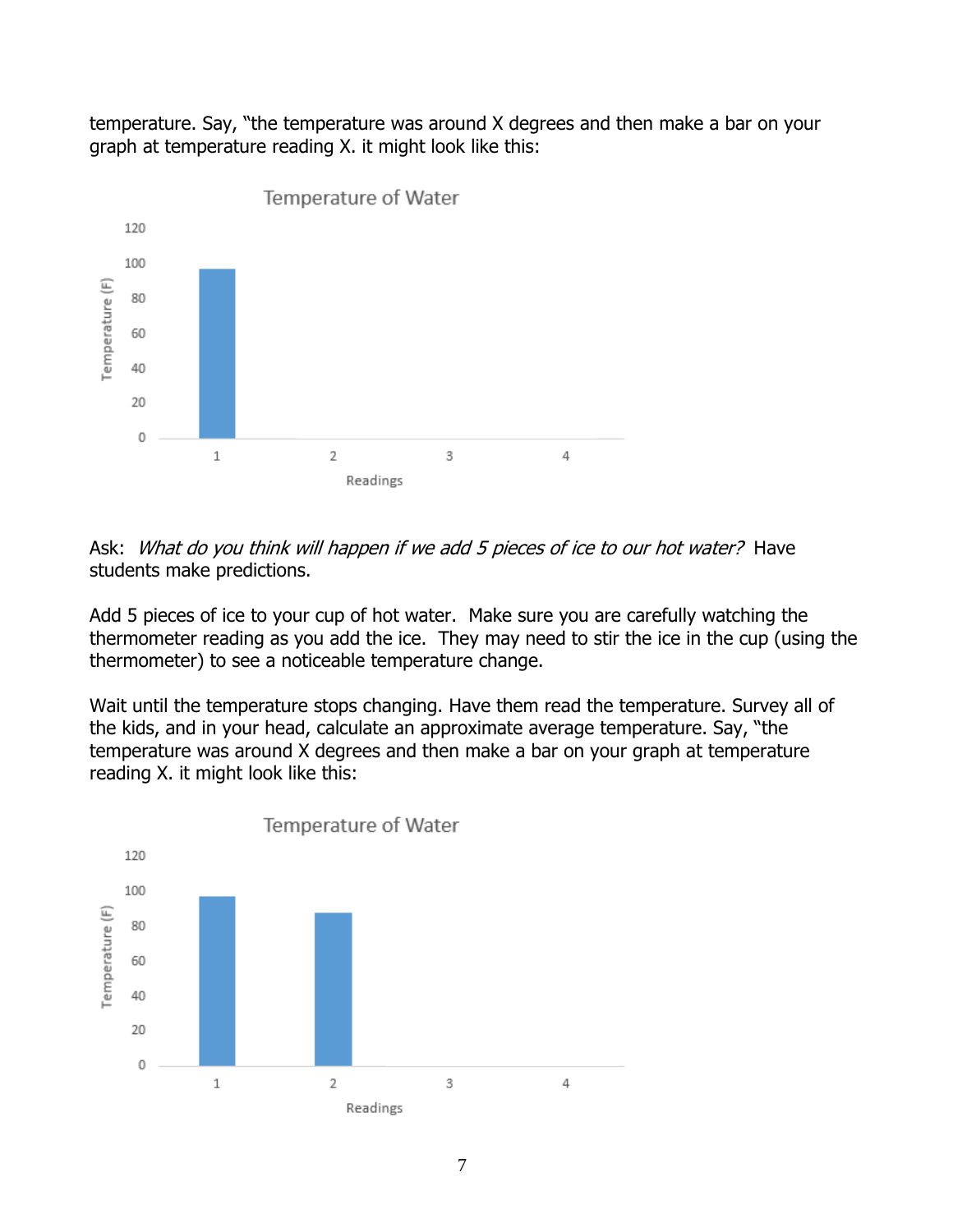temperature. Say, "the temperature was around X degrees and then make a bar on your graph at temperature reading X. it might look like this:

Ask: *What do you think will happen if we add 5 pieces of ice to our hot water?* Have students make predictions.

Add 5 pieces of ice to your cup of hot water. Make sure you are carefully watching the thermometer reading as you add the ice. They may need to stir the ice in the cup (using the thermometer) to see a noticeable temperature change.

Wait until the temperature stops changing. Have them read the temperature. Survey all of the kids, and in your head, calculate an approximate average temperature. Say, "the temperature was around X degrees and then make a bar on your graph at temperature reading X. it might look like this: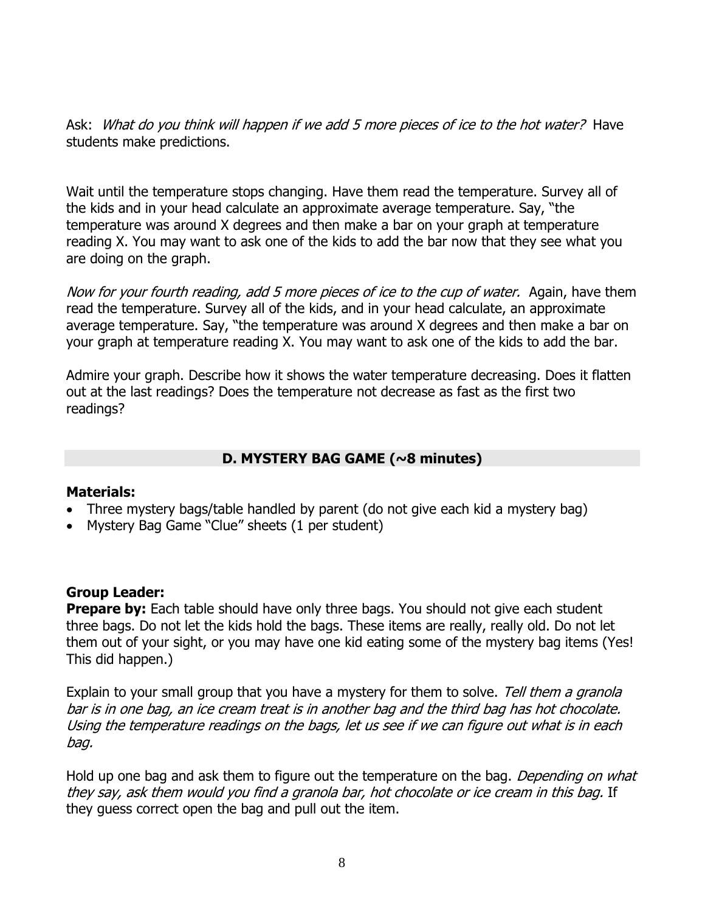Ask: *What do you think will happen if we add 5 more pieces of ice to the hot water?* Have students make predictions.

Wait until the temperature stops changing. Have them read the temperature. Survey all of the kids and in your head calculate an approximate average temperature. Say, "the temperature was around X degrees and then make a bar on your graph at temperature reading X. You may want to ask one of the kids to add the bar now that they see what you are doing on the graph.

*Now for your fourth reading, add 5 more pieces of ice to the cup of water.* Again, have them read the temperature. Survey all of the kids, and in your head calculate, an approximate average temperature. Say, "the temperature was around X degrees and then make a bar on your graph at temperature reading X. You may want to ask one of the kids to add the bar.

Admire your graph. Describe how it shows the water temperature decreasing. Does it flatten out at the last readings? Does the temperature not decrease as fast as the first two readings?

## D. MYSTERY BAG GAME (~8 minutes)

**Materials:**

- Three mystery bags/table handled by parent (do not give each kid a mystery bag)
- Mystery Bag Game "Clue" sheets (1 per student)

**Group Leader:**

**Prepare by:** Each table should have only three bags. You should not give each student three bags. Do not let the kids hold the bags. These items are really, really old. Do not let them out of your sight, or you may have one kid eating some of the mystery bag items (Yes! This did happen.)

Explain to your small group that you have a mystery for them to solve. *Tell them a granola bar is in one bag, an ice cream treat is in another bag and the third bag has hot chocolate. Using the temperature readings on the bags, let us see if we can figure out what is in each bag.*

Hold up one bag and ask them to figure out the temperature on the bag. *Depending on what they say, ask them would you find a granola bar, hot chocolate or ice cream in this bag.* If they guess correct open the bag and pull out the item.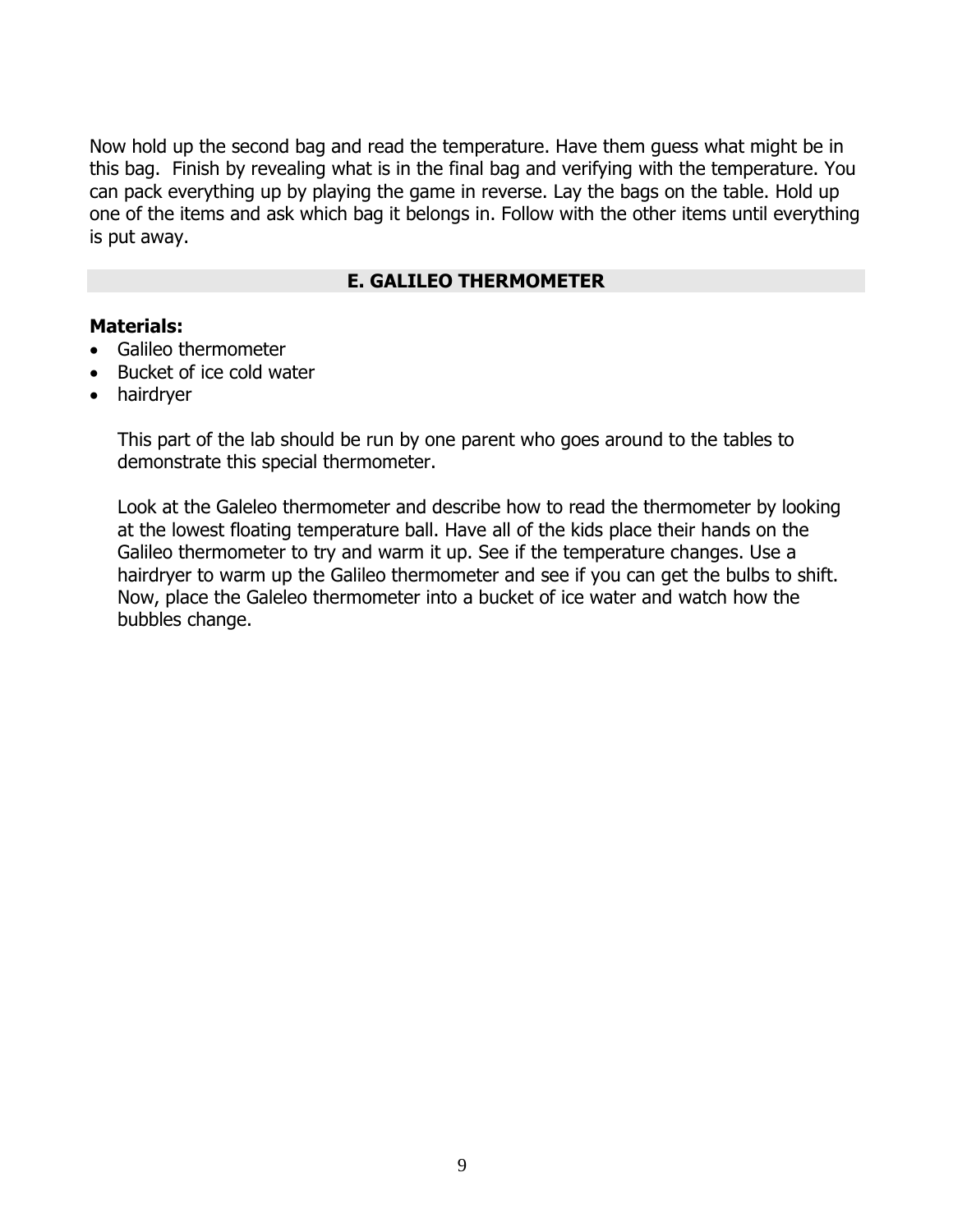Now hold up the second bag and read the temperature. Have them guess what might be in this bag. Finish by revealing what is in the final bag and verifying with the temperature. You can pack everything up by playing the game in reverse. Lay the bags on the table. Hold up one of the items and ask which bag it belongs in. Follow with the other items until everything is put away.

## E. GALILEO THERMOMETER

**Materials:**

- Galileo thermometer
- Bucket of ice cold water
- hairdryer

This part of the lab should be run by one parent who goes around to the tables to demonstrate this special thermometer.

Look at the Galeleo thermometer and describe how to read the thermometer by looking at the lowest floating temperature ball. Have all of the kids place their hands on the Galileo thermometer to try and warm it up. See if the temperature changes. Use a hairdryer to warm up the Galileo thermometer and see if you can get the bulbs to shift. Now, place the Galeleo thermometer into a bucket of ice water and watch how the bubbles change.